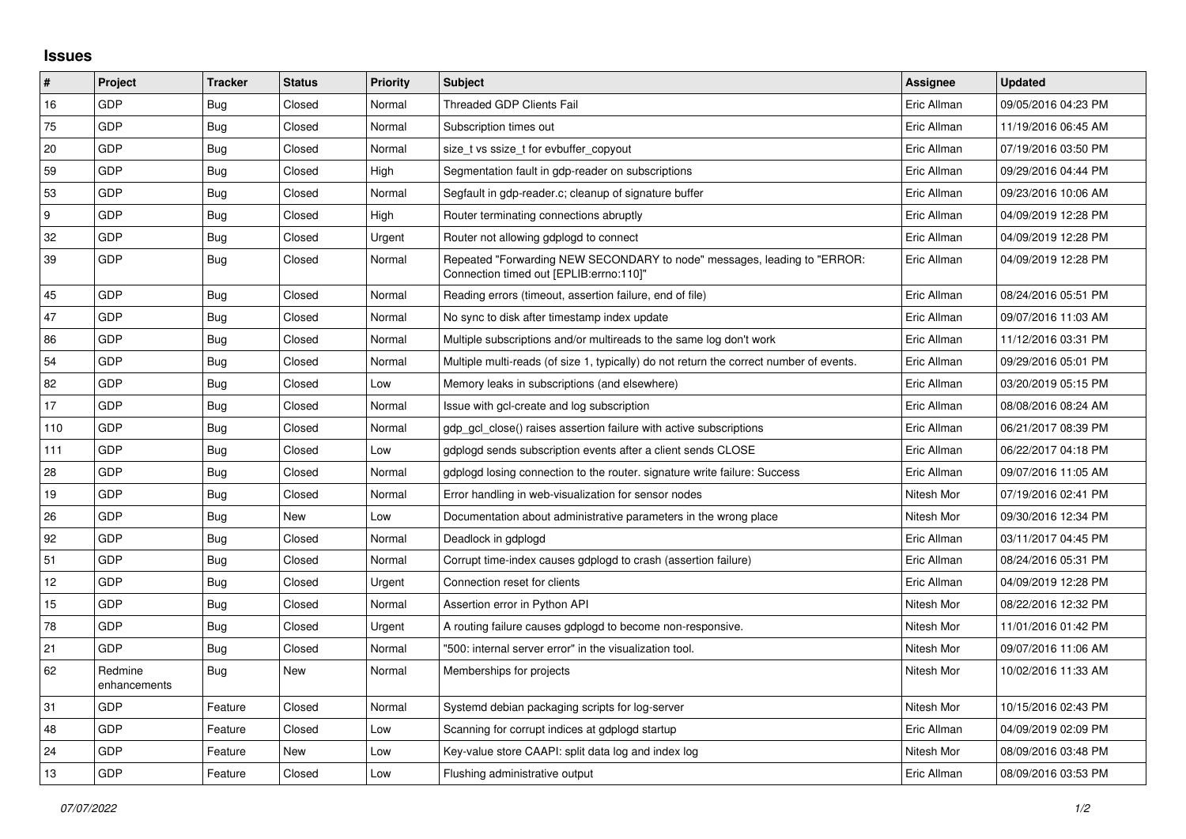## Issues

| # | Project | Tracker | Status | Priority | Subject | Assignee | Updated |
|---|---|---|---|---|---|---|---|
| 16 | GDP | Bug | Closed | Normal | Threaded GDP Clients Fail | Eric Allman | 09/05/2016 04:23 PM |
| 75 | GDP | Bug | Closed | Normal | Subscription times out | Eric Allman | 11/19/2016 06:45 AM |
| 20 | GDP | Bug | Closed | Normal | size_t vs ssize_t for evbuffer_copyout | Eric Allman | 07/19/2016 03:50 PM |
| 59 | GDP | Bug | Closed | High | Segmentation fault in gdp-reader on subscriptions | Eric Allman | 09/29/2016 04:44 PM |
| 53 | GDP | Bug | Closed | Normal | Segfault in gdp-reader.c; cleanup of signature buffer | Eric Allman | 09/23/2016 10:06 AM |
| 9 | GDP | Bug | Closed | High | Router terminating connections abruptly | Eric Allman | 04/09/2019 12:28 PM |
| 32 | GDP | Bug | Closed | Urgent | Router not allowing gdplogd to connect | Eric Allman | 04/09/2019 12:28 PM |
| 39 | GDP | Bug | Closed | Normal | Repeated "Forwarding NEW SECONDARY to node" messages, leading to "ERROR: Connection timed out [EPLIB:errno:110]" | Eric Allman | 04/09/2019 12:28 PM |
| 45 | GDP | Bug | Closed | Normal | Reading errors (timeout, assertion failure, end of file) | Eric Allman | 08/24/2016 05:51 PM |
| 47 | GDP | Bug | Closed | Normal | No sync to disk after timestamp index update | Eric Allman | 09/07/2016 11:03 AM |
| 86 | GDP | Bug | Closed | Normal | Multiple subscriptions and/or multireads to the same log don't work | Eric Allman | 11/12/2016 03:31 PM |
| 54 | GDP | Bug | Closed | Normal | Multiple multi-reads (of size 1, typically) do not return the correct number of events. | Eric Allman | 09/29/2016 05:01 PM |
| 82 | GDP | Bug | Closed | Low | Memory leaks in subscriptions (and elsewhere) | Eric Allman | 03/20/2019 05:15 PM |
| 17 | GDP | Bug | Closed | Normal | Issue with gcl-create and log subscription | Eric Allman | 08/08/2016 08:24 AM |
| 110 | GDP | Bug | Closed | Normal | gdp_gcl_close() raises assertion failure with active subscriptions | Eric Allman | 06/21/2017 08:39 PM |
| 111 | GDP | Bug | Closed | Low | gdplogd sends subscription events after a client sends CLOSE | Eric Allman | 06/22/2017 04:18 PM |
| 28 | GDP | Bug | Closed | Normal | gdplogd losing connection to the router. signature write failure: Success | Eric Allman | 09/07/2016 11:05 AM |
| 19 | GDP | Bug | Closed | Normal | Error handling in web-visualization for sensor nodes | Nitesh Mor | 07/19/2016 02:41 PM |
| 26 | GDP | Bug | New | Low | Documentation about administrative parameters in the wrong place | Nitesh Mor | 09/30/2016 12:34 PM |
| 92 | GDP | Bug | Closed | Normal | Deadlock in gdplogd | Eric Allman | 03/11/2017 04:45 PM |
| 51 | GDP | Bug | Closed | Normal | Corrupt time-index causes gdplogd to crash (assertion failure) | Eric Allman | 08/24/2016 05:31 PM |
| 12 | GDP | Bug | Closed | Urgent | Connection reset for clients | Eric Allman | 04/09/2019 12:28 PM |
| 15 | GDP | Bug | Closed | Normal | Assertion error in Python API | Nitesh Mor | 08/22/2016 12:32 PM |
| 78 | GDP | Bug | Closed | Urgent | A routing failure causes gdplogd to become non-responsive. | Nitesh Mor | 11/01/2016 01:42 PM |
| 21 | GDP | Bug | Closed | Normal | "500: internal server error" in the visualization tool. | Nitesh Mor | 09/07/2016 11:06 AM |
| 62 | Redmine enhancements | Bug | New | Normal | Memberships for projects | Nitesh Mor | 10/02/2016 11:33 AM |
| 31 | GDP | Feature | Closed | Normal | Systemd debian packaging scripts for log-server | Nitesh Mor | 10/15/2016 02:43 PM |
| 48 | GDP | Feature | Closed | Low | Scanning for corrupt indices at gdplogd startup | Eric Allman | 04/09/2019 02:09 PM |
| 24 | GDP | Feature | New | Low | Key-value store CAAPI: split data log and index log | Nitesh Mor | 08/09/2016 03:48 PM |
| 13 | GDP | Feature | Closed | Low | Flushing administrative output | Eric Allman | 08/09/2016 03:53 PM |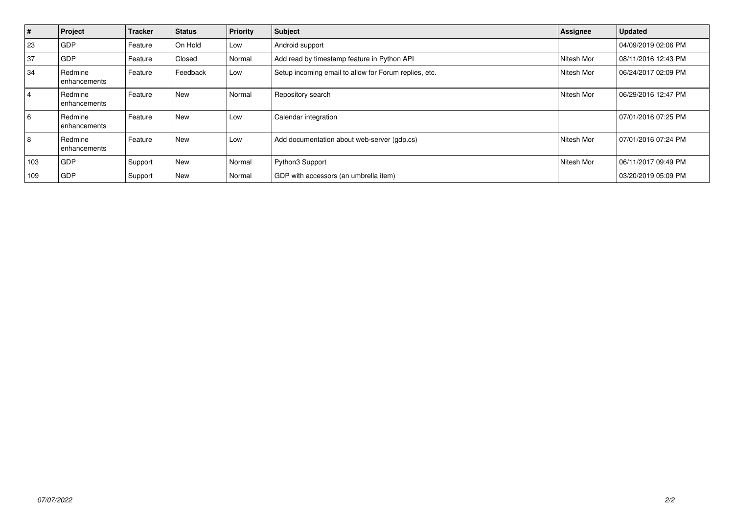| # | Project | Tracker | Status | Priority | Subject | Assignee | Updated |
| --- | --- | --- | --- | --- | --- | --- | --- |
| 23 | GDP | Feature | On Hold | Low | Android support | | 04/09/2019 02:06 PM |
| 37 | GDP | Feature | Closed | Normal | Add read by timestamp feature in Python API | Nitesh Mor | 08/11/2016 12:43 PM |
| 34 | Redmine enhancements | Feature | Feedback | Low | Setup incoming email to allow for Forum replies, etc. | Nitesh Mor | 06/24/2017 02:09 PM |
| 4 | Redmine enhancements | Feature | New | Normal | Repository search | Nitesh Mor | 06/29/2016 12:47 PM |
| 6 | Redmine enhancements | Feature | New | Low | Calendar integration | | 07/01/2016 07:25 PM |
| 8 | Redmine enhancements | Feature | New | Low | Add documentation about web-server (gdp.cs) | Nitesh Mor | 07/01/2016 07:24 PM |
| 103 | GDP | Support | New | Normal | Python3 Support | Nitesh Mor | 06/11/2017 09:49 PM |
| 109 | GDP | Support | New | Normal | GDP with accessors (an umbrella item) | | 03/20/2019 05:09 PM |